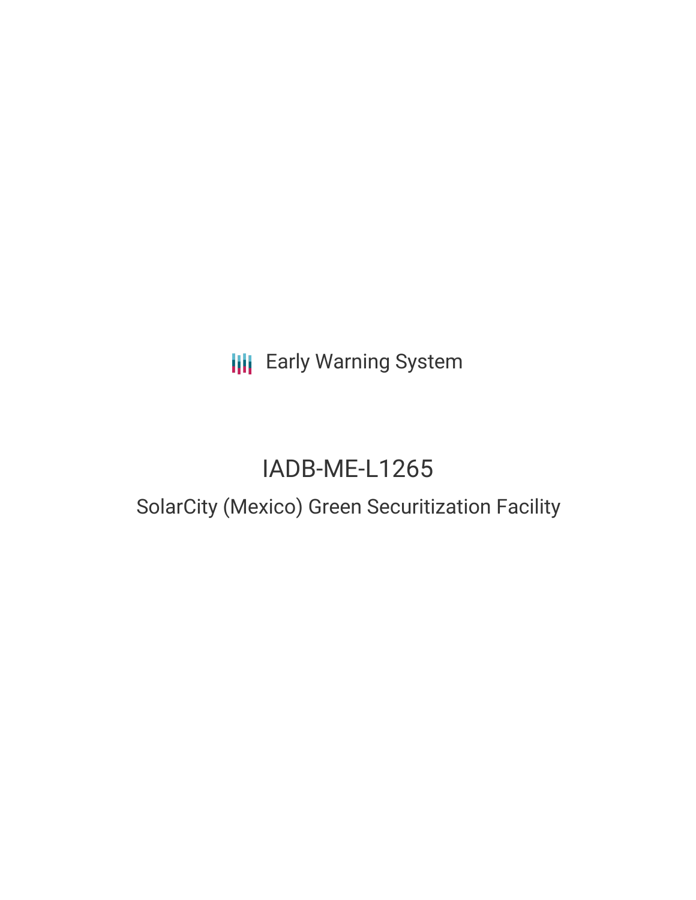Early Warning System

# IADB-ME-L1265

## SolarCity (Mexico) Green Securitization Facility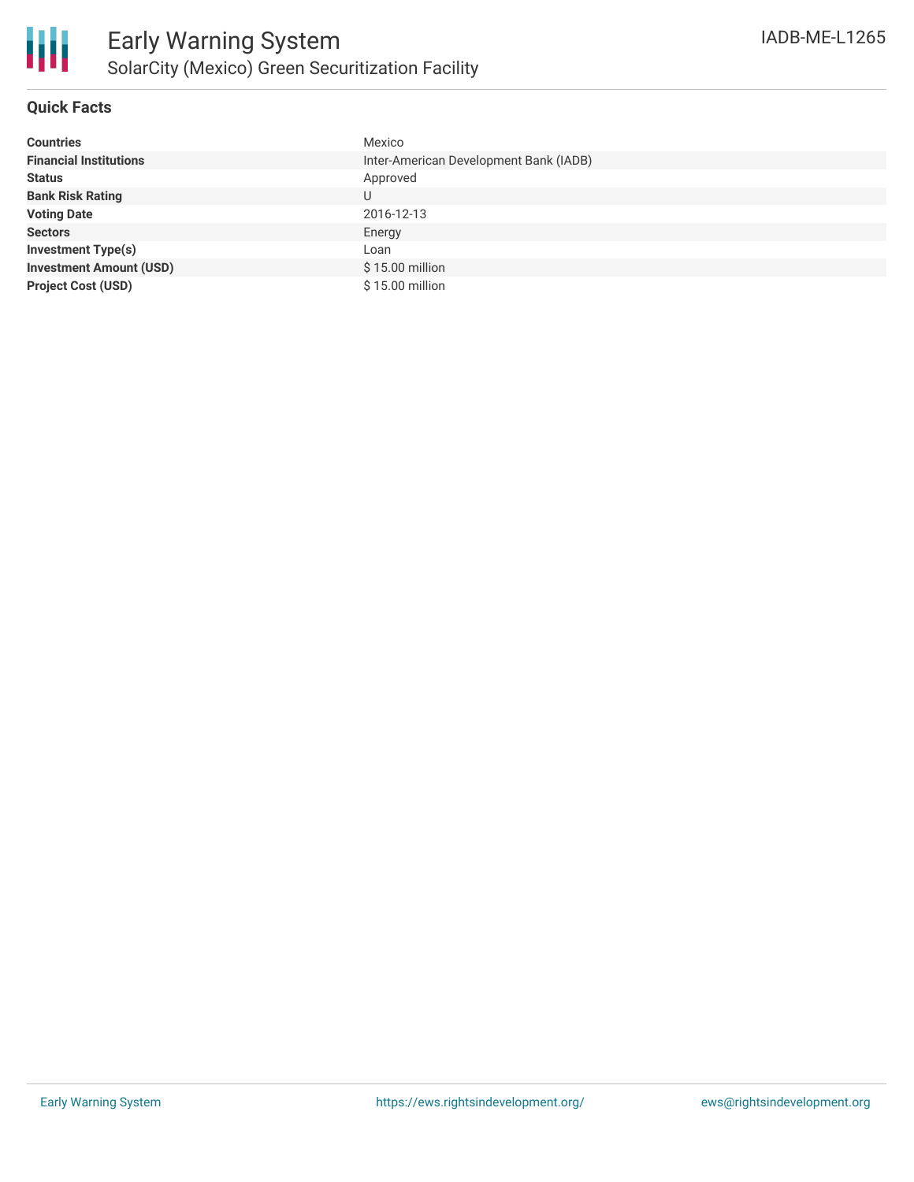# Early Warning System

## SolarCity (Mexico) Green Securitization Facility

IADB-ME-L1265

### Quick Facts

| | |
|---|---|
| **Countries** | Mexico |
| **Financial Institutions** | Inter-American Development Bank (IADB) |
| **Status** | Approved |
| **Bank Risk Rating** | U |
| **Voting Date** | 2016-12-13 |
| **Sectors** | Energy |
| **Investment Type(s)** | Loan |
| **Investment Amount (USD)** | $ 15.00 million |
| **Project Cost (USD)** | $ 15.00 million |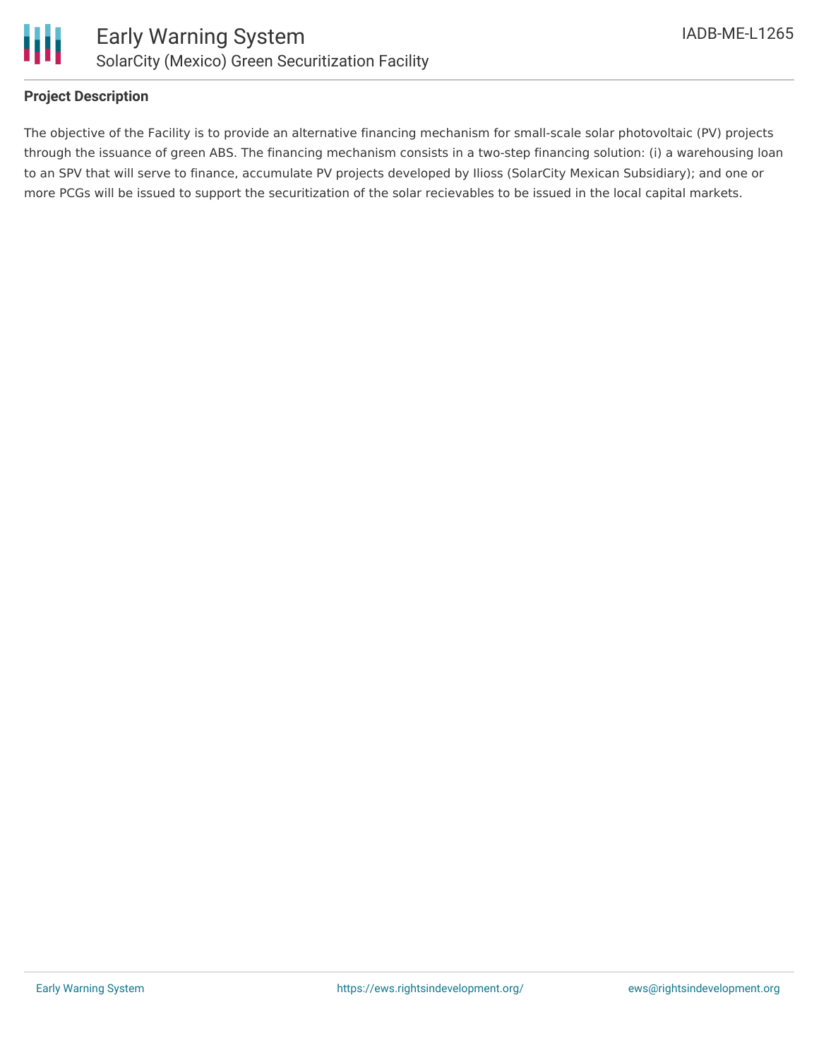**Project Description**

The objective of the Facility is to provide an alternative financing mechanism for small-scale solar photovoltaic (PV) projects through the issuance of green ABS. The financing mechanism consists in a two-step financing solution: (i) a warehousing loan to an SPV that will serve to finance, accumulate PV projects developed by Ilioss (SolarCity Mexican Subsidiary); and one or more PCGs will be issued to support the securitization of the solar recievables to be issued in the local capital markets.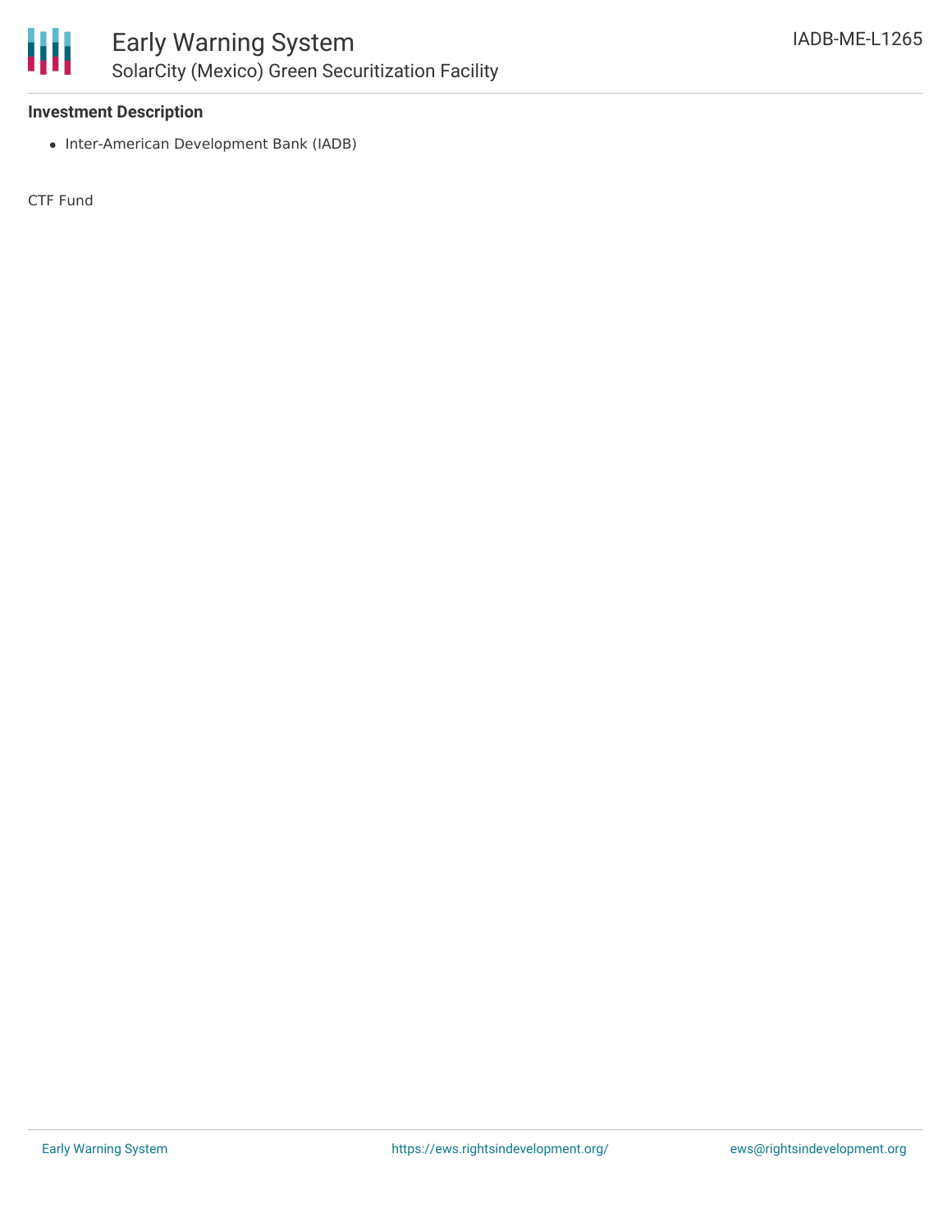### Investment Description

- Inter-American Development Bank (IADB)

CTF Fund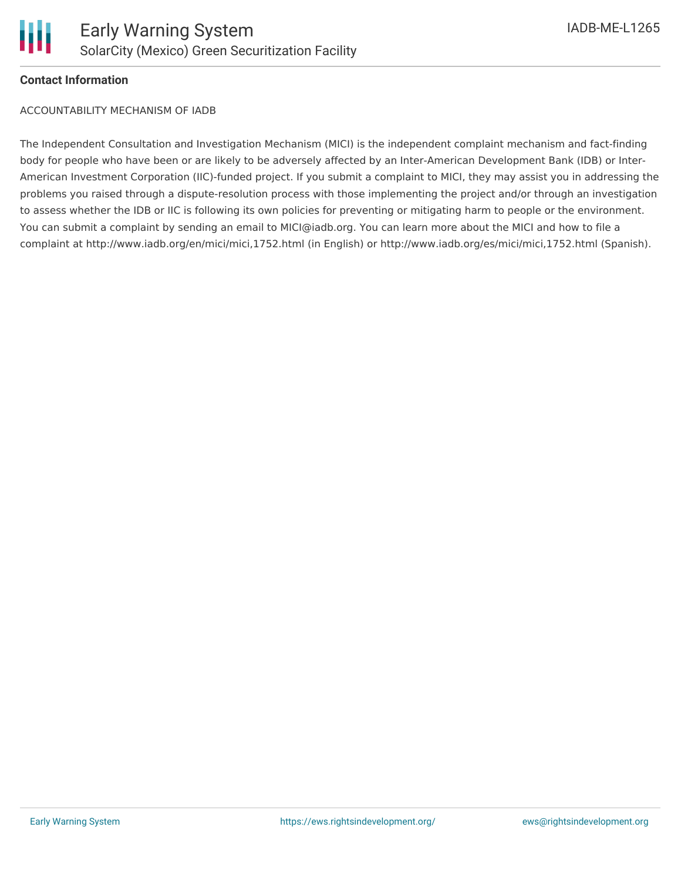**Contact Information**

ACCOUNTABILITY MECHANISM OF IADB

The Independent Consultation and Investigation Mechanism (MICI) is the independent complaint mechanism and fact-finding body for people who have been or are likely to be adversely affected by an Inter-American Development Bank (IDB) or Inter-American Investment Corporation (IIC)-funded project. If you submit a complaint to MICI, they may assist you in addressing the problems you raised through a dispute-resolution process with those implementing the project and/or through an investigation to assess whether the IDB or IIC is following its own policies for preventing or mitigating harm to people or the environment. You can submit a complaint by sending an email to MICI@iadb.org. You can learn more about the MICI and how to file a complaint at http://www.iadb.org/en/mici/mici,1752.html (in English) or http://www.iadb.org/es/mici/mici,1752.html (Spanish).